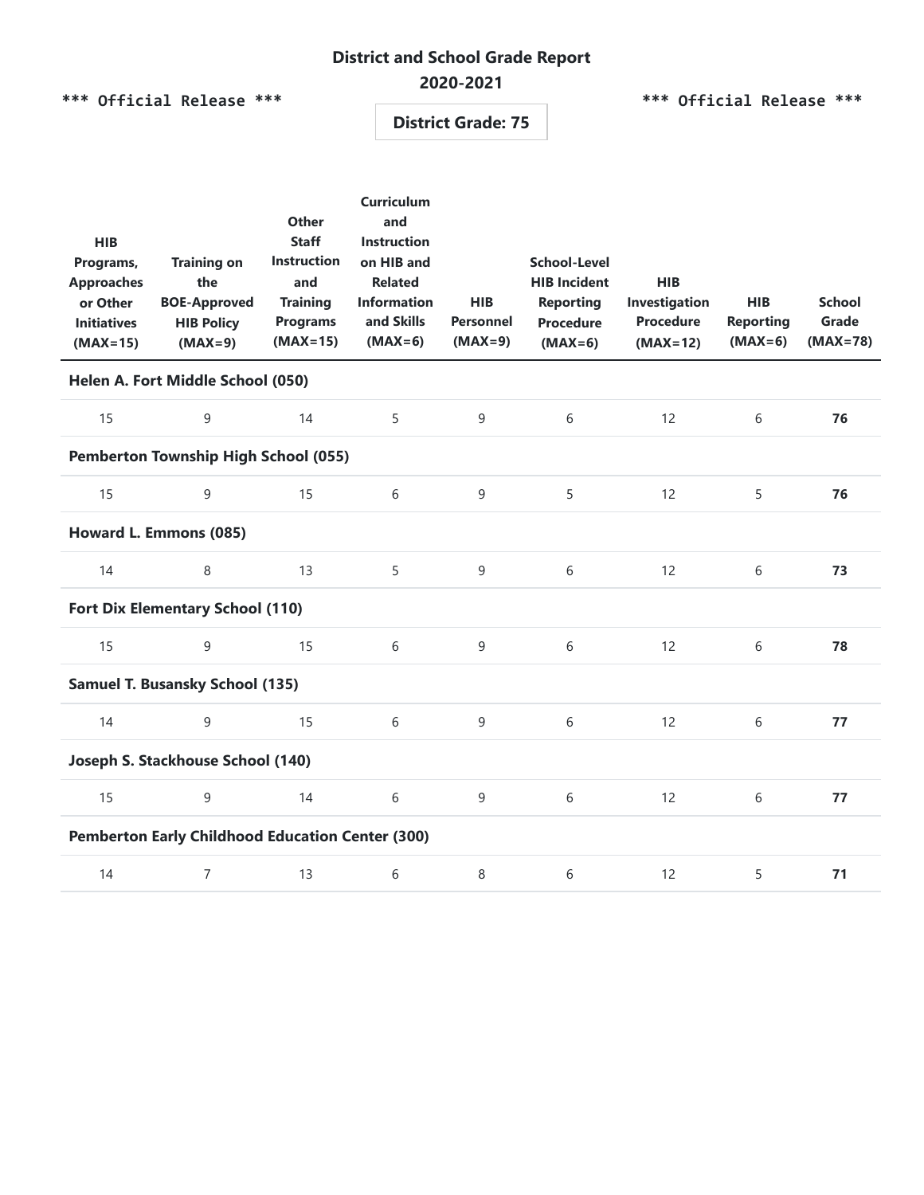# District and School Grade Report

## 2020-2021

*** Official Release *** &nbsp;&nbsp;&nbsp;&nbsp; *** Official Release ***

**District Grade: 75**

| HIB Programs, Approaches or Other Initiatives (MAX=15) | Training on the BOE-Approved HIB Policy (MAX=9) | Other Staff Instruction and Training Programs (MAX=15) | Curriculum and Instruction on HIB and Related Information and Skills (MAX=6) | HIB Personnel (MAX=9) | School-Level HIB Incident Reporting Procedure (MAX=6) | HIB Investigation Procedure (MAX=12) | HIB Reporting (MAX=6) | School Grade (MAX=78) |
|---|---|---|---|---|---|---|---|---|
| **Helen A. Fort Middle School (050)** | | | | | | | | |
| 15 | 9 | 14 | 5 | 9 | 6 | 12 | 6 | **76** |
| **Pemberton Township High School (055)** | | | | | | | | |
| 15 | 9 | 15 | 6 | 9 | 5 | 12 | 5 | **76** |
| **Howard L. Emmons (085)** | | | | | | | | |
| 14 | 8 | 13 | 5 | 9 | 6 | 12 | 6 | **73** |
| **Fort Dix Elementary School (110)** | | | | | | | | |
| 15 | 9 | 15 | 6 | 9 | 6 | 12 | 6 | **78** |
| **Samuel T. Busansky School (135)** | | | | | | | | |
| 14 | 9 | 15 | 6 | 9 | 6 | 12 | 6 | **77** |
| **Joseph S. Stackhouse School (140)** | | | | | | | | |
| 15 | 9 | 14 | 6 | 9 | 6 | 12 | 6 | **77** |
| **Pemberton Early Childhood Education Center (300)** | | | | | | | | |
| 14 | 7 | 13 | 6 | 8 | 6 | 12 | 5 | **71** |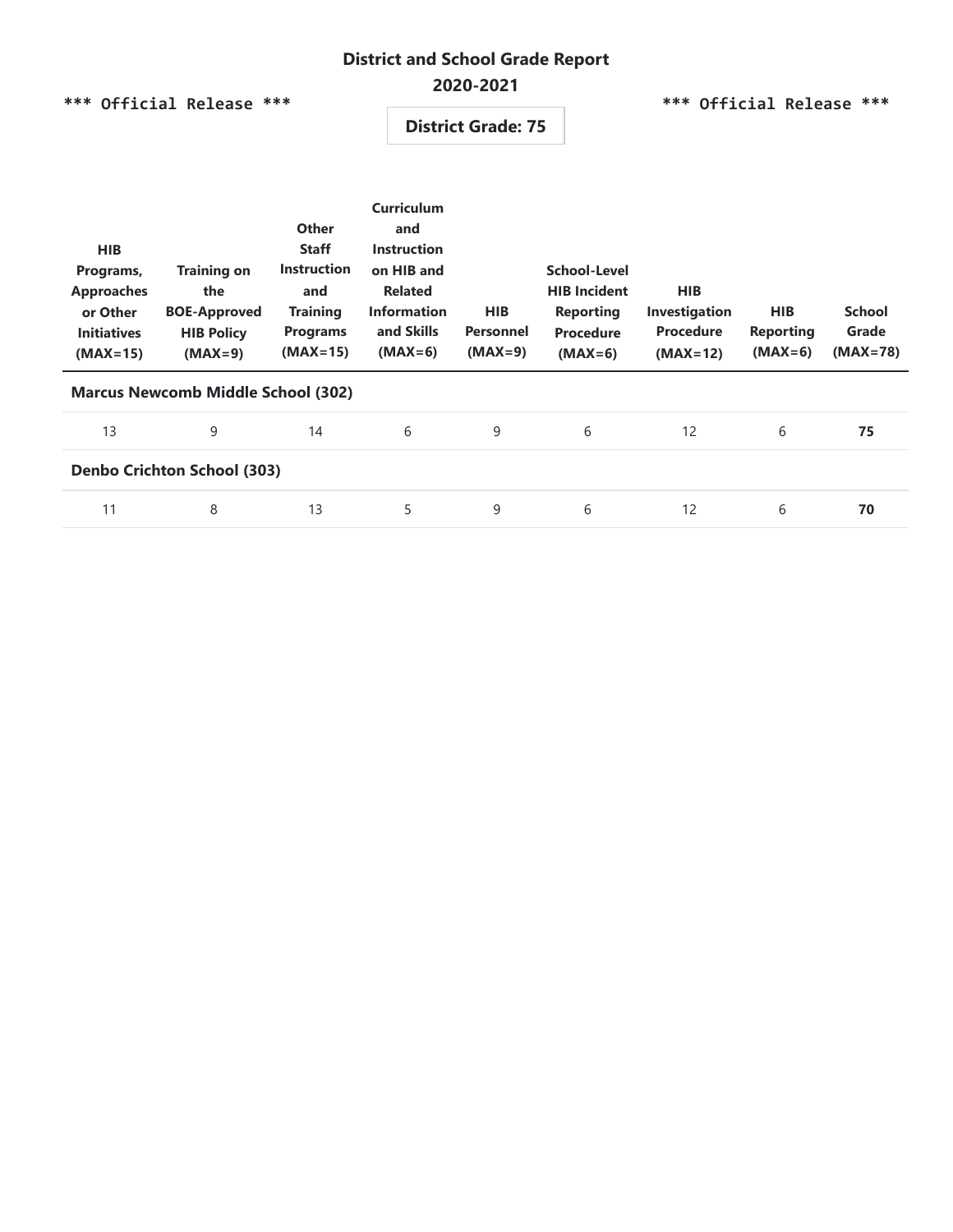# District and School Grade Report

## 2020-2021

\*\*\* Official Release \*\*\* \*\*\* Official Release \*\*\*

**District Grade: 75**

| HIB Programs, Approaches or Other Initiatives (MAX=15) | Training on the BOE-Approved HIB Policy (MAX=9) | Other Staff Instruction and Training Programs (MAX=15) | Curriculum and Instruction on HIB and Related Information and Skills (MAX=6) | HIB Personnel (MAX=9) | School-Level HIB Incident Reporting Procedure (MAX=6) | HIB Investigation Procedure (MAX=12) | HIB Reporting (MAX=6) | School Grade (MAX=78) |
|---|---|---|---|---|---|---|---|---|
| **Marcus Newcomb Middle School (302)** | | | | | | | | |
| 13 | 9 | 14 | 6 | 9 | 6 | 12 | 6 | **75** |
| **Denbo Crichton School (303)** | | | | | | | | |
| 11 | 8 | 13 | 5 | 9 | 6 | 12 | 6 | **70** |